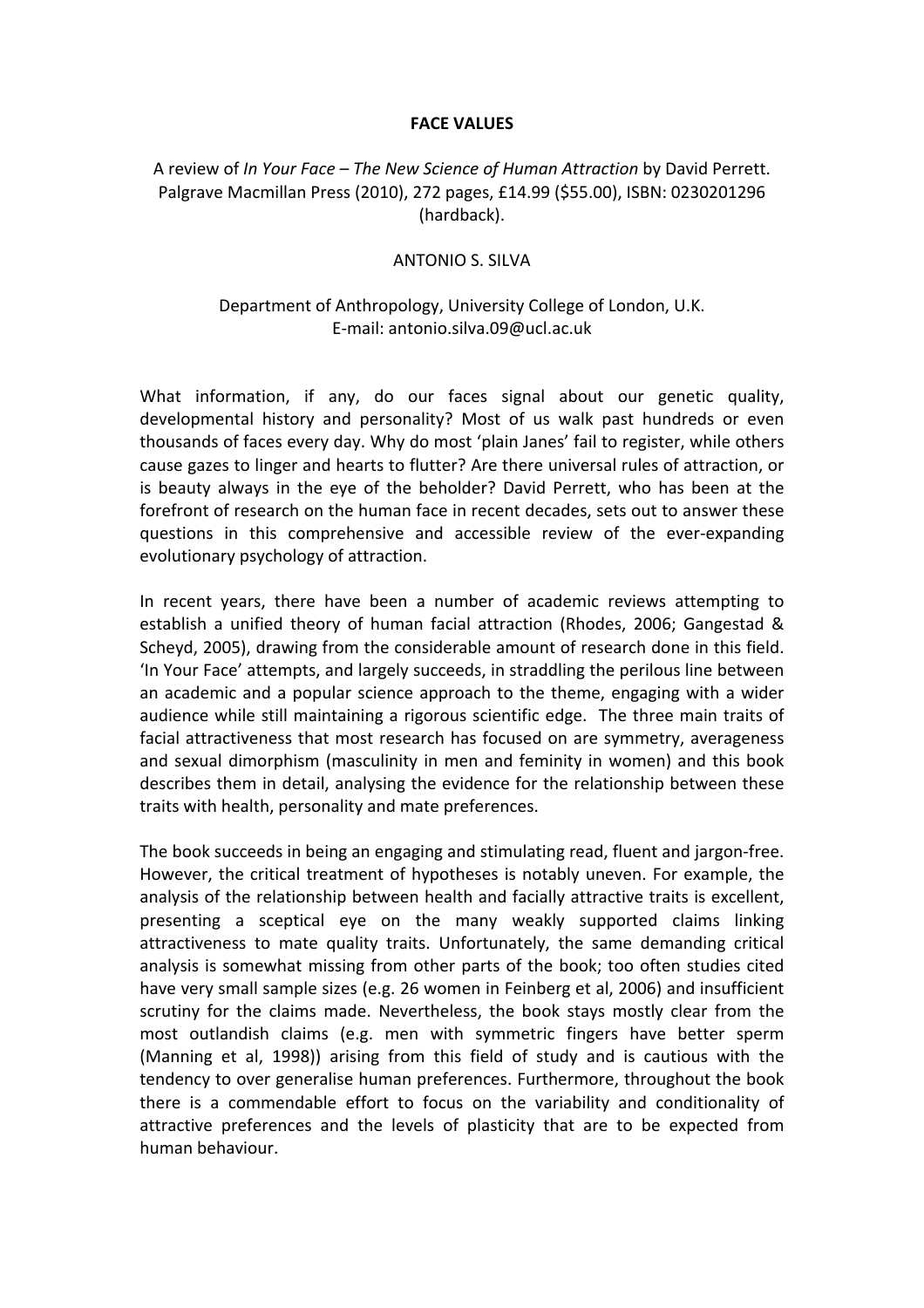# FACE VALUES

A review of *In Your Face – The New Science of Human Attraction* by David Perrett. Palgrave Macmillan Press (2010), 272 pages, £14.99 ($55.00), ISBN: 0230201296 (hardback).

ANTONIO S. SILVA

Department of Anthropology, University College of London, U.K.
E-mail: antonio.silva.09@ucl.ac.uk

What information, if any, do our faces signal about our genetic quality, developmental history and personality? Most of us walk past hundreds or even thousands of faces every day. Why do most 'plain Janes' fail to register, while others cause gazes to linger and hearts to flutter? Are there universal rules of attraction, or is beauty always in the eye of the beholder? David Perrett, who has been at the forefront of research on the human face in recent decades, sets out to answer these questions in this comprehensive and accessible review of the ever-expanding evolutionary psychology of attraction.

In recent years, there have been a number of academic reviews attempting to establish a unified theory of human facial attraction (Rhodes, 2006; Gangestad & Scheyd, 2005), drawing from the considerable amount of research done in this field. 'In Your Face' attempts, and largely succeeds, in straddling the perilous line between an academic and a popular science approach to the theme, engaging with a wider audience while still maintaining a rigorous scientific edge. The three main traits of facial attractiveness that most research has focused on are symmetry, averageness and sexual dimorphism (masculinity in men and feminity in women) and this book describes them in detail, analysing the evidence for the relationship between these traits with health, personality and mate preferences.

The book succeeds in being an engaging and stimulating read, fluent and jargon-free. However, the critical treatment of hypotheses is notably uneven. For example, the analysis of the relationship between health and facially attractive traits is excellent, presenting a sceptical eye on the many weakly supported claims linking attractiveness to mate quality traits. Unfortunately, the same demanding critical analysis is somewhat missing from other parts of the book; too often studies cited have very small sample sizes (e.g. 26 women in Feinberg et al, 2006) and insufficient scrutiny for the claims made. Nevertheless, the book stays mostly clear from the most outlandish claims (e.g. men with symmetric fingers have better sperm (Manning et al, 1998)) arising from this field of study and is cautious with the tendency to over generalise human preferences. Furthermore, throughout the book there is a commendable effort to focus on the variability and conditionality of attractive preferences and the levels of plasticity that are to be expected from human behaviour.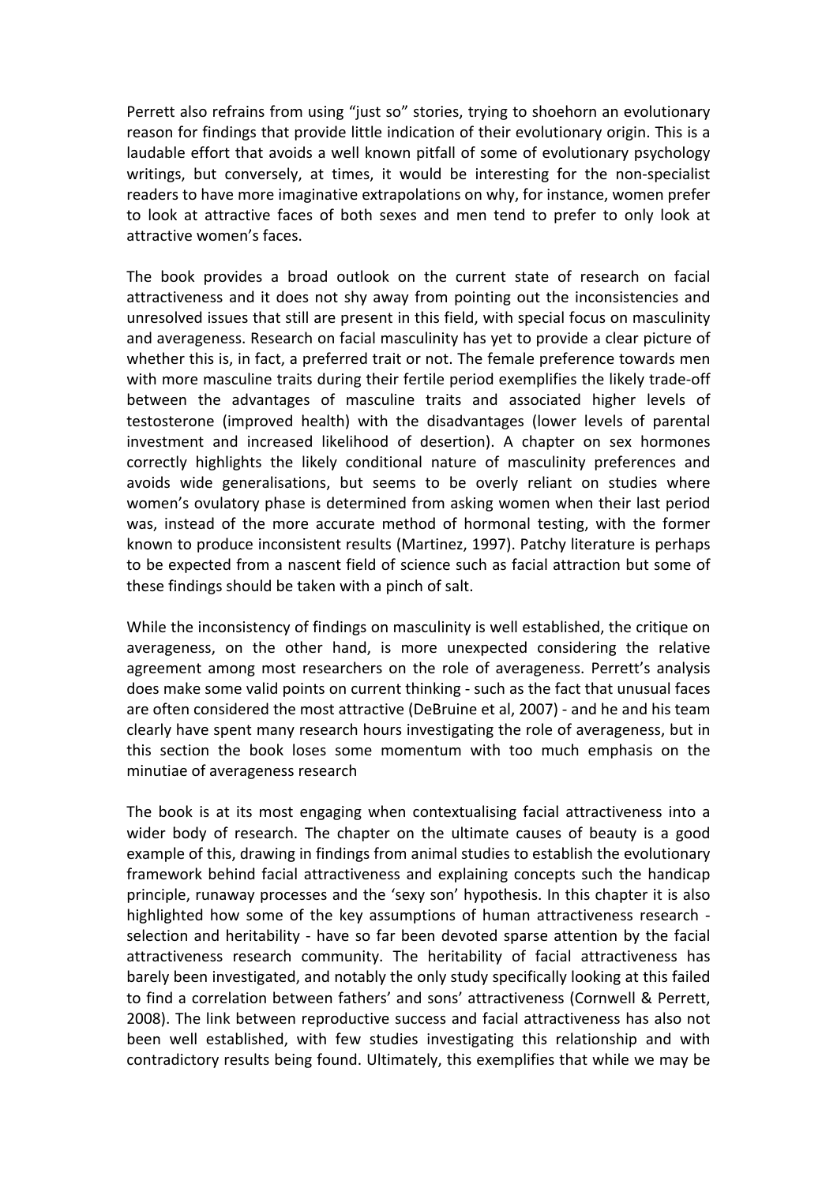Perrett also refrains from using "just so" stories, trying to shoehorn an evolutionary reason for findings that provide little indication of their evolutionary origin. This is a laudable effort that avoids a well known pitfall of some of evolutionary psychology writings, but conversely, at times, it would be interesting for the non-specialist readers to have more imaginative extrapolations on why, for instance, women prefer to look at attractive faces of both sexes and men tend to prefer to only look at attractive women's faces.

The book provides a broad outlook on the current state of research on facial attractiveness and it does not shy away from pointing out the inconsistencies and unresolved issues that still are present in this field, with special focus on masculinity and averageness. Research on facial masculinity has yet to provide a clear picture of whether this is, in fact, a preferred trait or not. The female preference towards men with more masculine traits during their fertile period exemplifies the likely trade-off between the advantages of masculine traits and associated higher levels of testosterone (improved health) with the disadvantages (lower levels of parental investment and increased likelihood of desertion). A chapter on sex hormones correctly highlights the likely conditional nature of masculinity preferences and avoids wide generalisations, but seems to be overly reliant on studies where women's ovulatory phase is determined from asking women when their last period was, instead of the more accurate method of hormonal testing, with the former known to produce inconsistent results (Martinez, 1997). Patchy literature is perhaps to be expected from a nascent field of science such as facial attraction but some of these findings should be taken with a pinch of salt.

While the inconsistency of findings on masculinity is well established, the critique on averageness, on the other hand, is more unexpected considering the relative agreement among most researchers on the role of averageness. Perrett's analysis does make some valid points on current thinking - such as the fact that unusual faces are often considered the most attractive (DeBruine et al, 2007) - and he and his team clearly have spent many research hours investigating the role of averageness, but in this section the book loses some momentum with too much emphasis on the minutiae of averageness research

The book is at its most engaging when contextualising facial attractiveness into a wider body of research. The chapter on the ultimate causes of beauty is a good example of this, drawing in findings from animal studies to establish the evolutionary framework behind facial attractiveness and explaining concepts such the handicap principle, runaway processes and the 'sexy son' hypothesis. In this chapter it is also highlighted how some of the key assumptions of human attractiveness research - selection and heritability - have so far been devoted sparse attention by the facial attractiveness research community. The heritability of facial attractiveness has barely been investigated, and notably the only study specifically looking at this failed to find a correlation between fathers' and sons' attractiveness (Cornwell & Perrett, 2008). The link between reproductive success and facial attractiveness has also not been well established, with few studies investigating this relationship and with contradictory results being found. Ultimately, this exemplifies that while we may be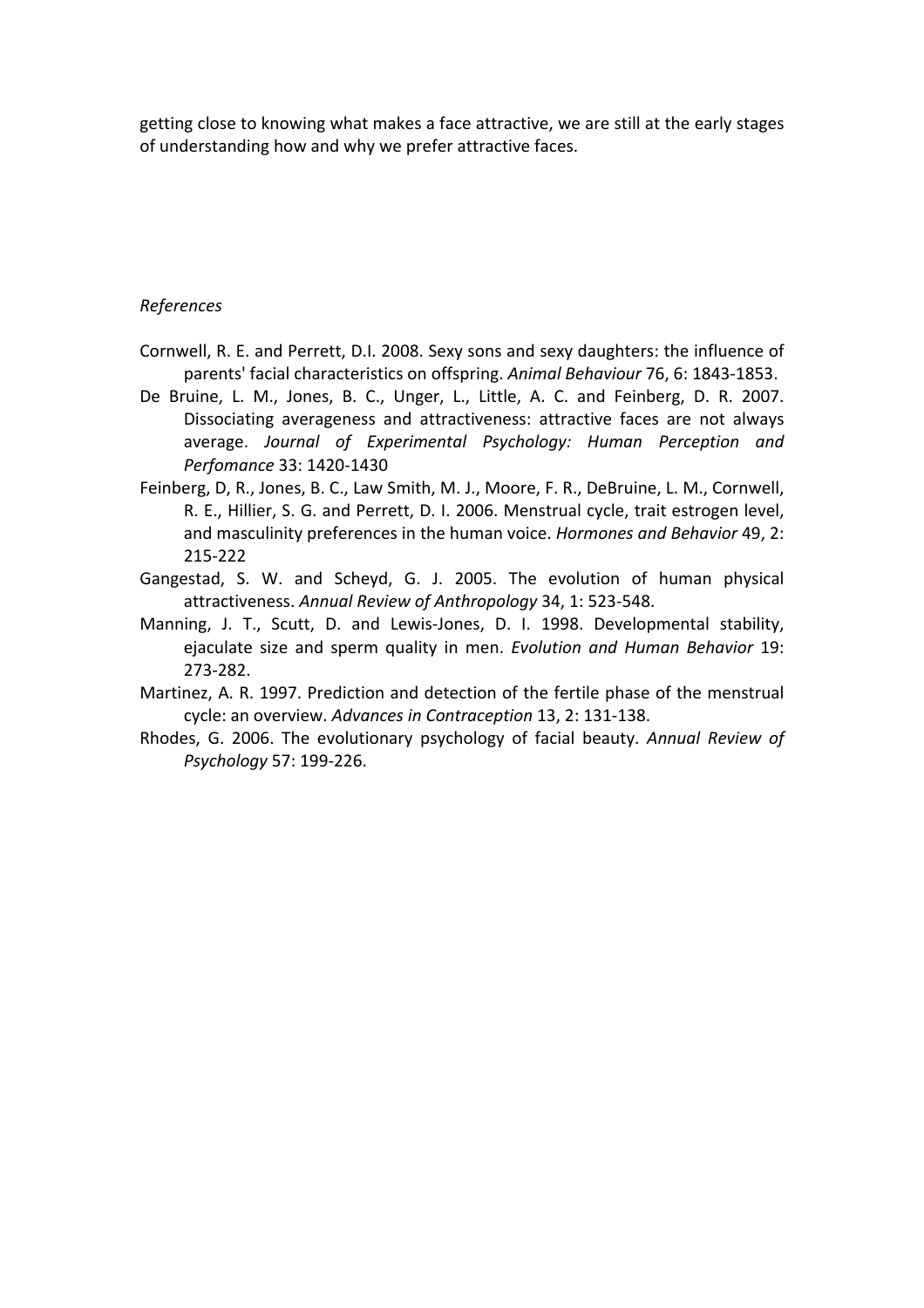getting close to knowing what makes a face attractive, we are still at the early stages of understanding how and why we prefer attractive faces.

*References*

Cornwell, R. E. and Perrett, D.I. 2008. Sexy sons and sexy daughters: the influence of parents' facial characteristics on offspring. *Animal Behaviour* 76, 6: 1843-1853.

De Bruine, L. M., Jones, B. C., Unger, L., Little, A. C. and Feinberg, D. R. 2007. Dissociating averageness and attractiveness: attractive faces are not always average. *Journal of Experimental Psychology: Human Perception and Perfomance* 33: 1420-1430

Feinberg, D, R., Jones, B. C., Law Smith, M. J., Moore, F. R., DeBruine, L. M., Cornwell, R. E., Hillier, S. G. and Perrett, D. I. 2006. Menstrual cycle, trait estrogen level, and masculinity preferences in the human voice. *Hormones and Behavior* 49, 2: 215-222

Gangestad, S. W. and Scheyd, G. J. 2005. The evolution of human physical attractiveness. *Annual Review of Anthropology* 34, 1: 523-548.

Manning, J. T., Scutt, D. and Lewis-Jones, D. I. 1998. Developmental stability, ejaculate size and sperm quality in men. *Evolution and Human Behavior* 19: 273-282.

Martinez, A. R. 1997. Prediction and detection of the fertile phase of the menstrual cycle: an overview. *Advances in Contraception* 13, 2: 131-138.

Rhodes, G. 2006. The evolutionary psychology of facial beauty. *Annual Review of Psychology* 57: 199-226.